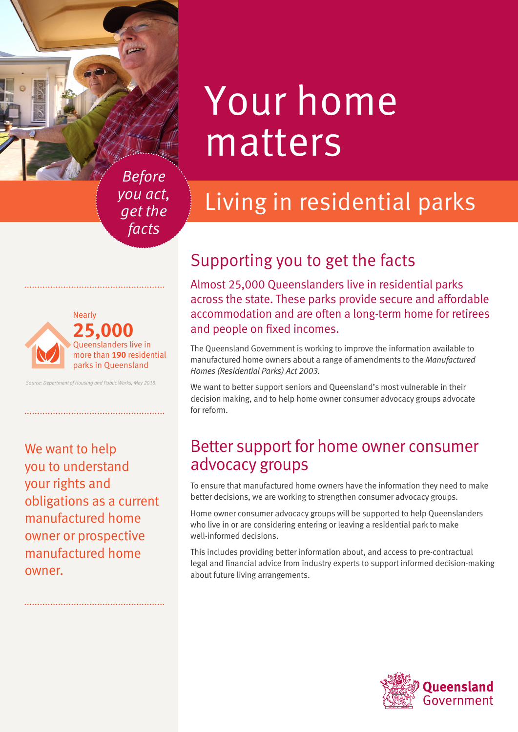# Your home matters

## Living in residential parks

*Before you act, get the facts*

Nearly **25,000** Queenslanders live in more than **190** residential parks in Queensland

*Source: Department of Housing and Public Works, May 2018.*

We want to help you to understand your rights and obligations as a current manufactured home owner or prospective manufactured home owner.

## Supporting you to get the facts

Almost 25,000 Queenslanders live in residential parks across the state. These parks provide secure and affordable accommodation and are often a long-term home for retirees and people on fixed incomes.

The Queensland Government is working to improve the information available to manufactured home owners about a range of amendments to the *Manufactured Homes (Residential Parks) Act 2003*.

We want to better support seniors and Queensland's most vulnerable in their decision making, and to help home owner consumer advocacy groups advocate for reform.

## Better support for home owner consumer advocacy groups

To ensure that manufactured home owners have the information they need to make better decisions, we are working to strengthen consumer advocacy groups.

Home owner consumer advocacy groups will be supported to help Queenslanders who live in or are considering entering or leaving a residential park to make well-informed decisions.

This includes providing better information about, and access to pre-contractual legal and financial advice from industry experts to support informed decision-making about future living arrangements.

Queensland Government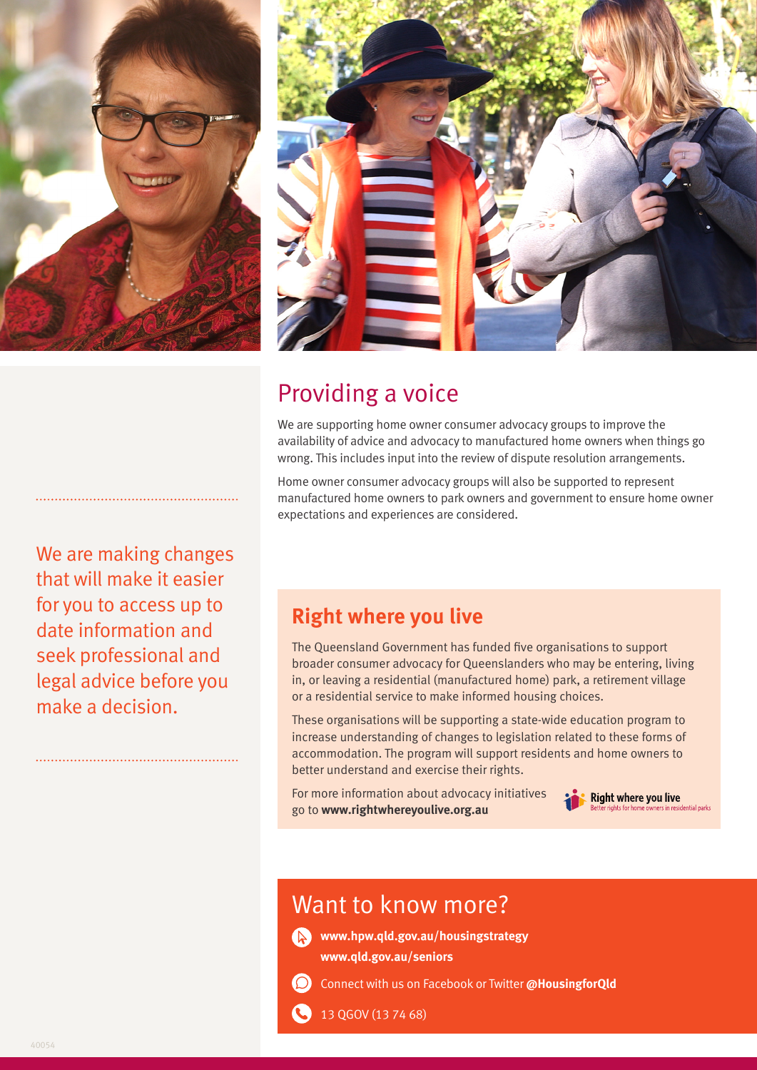## Providing a voice

We are supporting home owner consumer advocacy groups to improve the availability of advice and advocacy to manufactured home owners when things go wrong. This includes input into the review of dispute resolution arrangements.

Home owner consumer advocacy groups will also be supported to represent manufactured home owners to park owners and government to ensure home owner expectations and experiences are considered.

We are making changes that will make it easier for you to access up to date information and seek professional and legal advice before you make a decision.

## Right where you live

The Queensland Government has funded five organisations to support broader consumer advocacy for Queenslanders who may be entering, living in, or leaving a residential (manufactured home) park, a retirement village or a residential service to make informed housing choices.

These organisations will be supporting a state-wide education program to increase understanding of changes to legislation related to these forms of accommodation. The program will support residents and home owners to better understand and exercise their rights.

For more information about advocacy initiatives go to **www.rightwhereyoulive.org.au**

Right where you live
Better rights for home owners in residential parks

## Want to know more?

**www.hpw.qld.gov.au/housingstrategy**
**www.qld.gov.au/seniors**

Connect with us on Facebook or Twitter **@HousingforQld**

13 QGOV (13 74 68)

40054